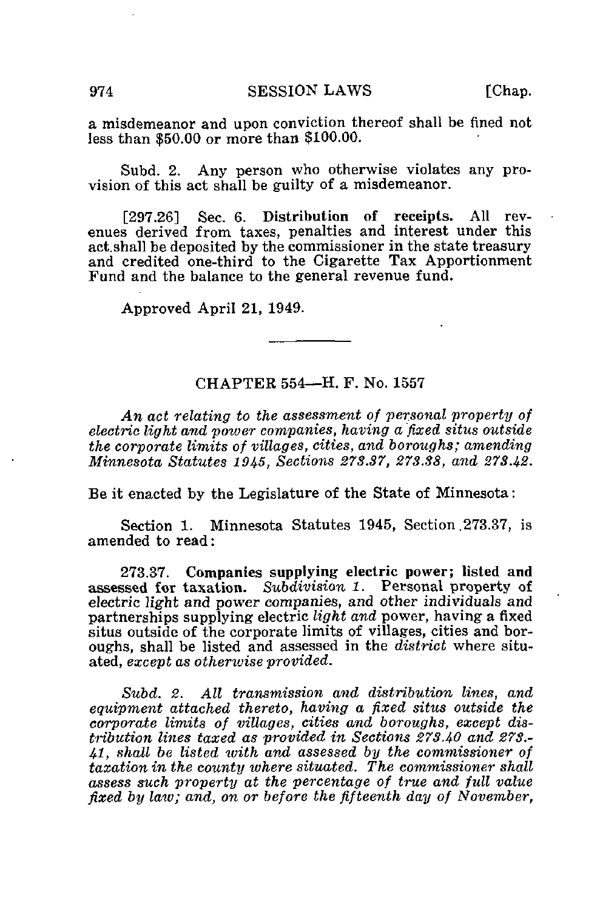a misdemeanor and upon conviction thereof shall be fined not less than $50.00 or more than $100.00.

Subd. 2. Any person who otherwise violates any provision of this act shall be guilty of a misdemeanor.

[297.26] Sec. 6. **Distribution of receipts.** All revenues derived from taxes, penalties and interest under this act shall be deposited by the commissioner in the state treasury and credited one-third to the Cigarette Tax Apportionment Fund and the balance to the general revenue fund.

Approved April 21, 1949.

---

## CHAPTER 554—H. F. No. 1557

*An act relating to the assessment of personal property of electric light and power companies, having a fixed situs outside the corporate limits of villages, cities, and boroughs; amending Minnesota Statutes 1945, Sections 273.37, 273.38, and 273.42.*

Be it enacted by the Legislature of the State of Minnesota:

Section 1. Minnesota Statutes 1945, Section 273.37, is amended to read:

273.37. **Companies supplying electric power; listed and assessed for taxation.** *Subdivision 1.* Personal property of electric light and power companies, and other individuals and partnerships supplying electric *light and* power, having a fixed situs outside of the corporate limits of villages, cities and boroughs, shall be listed and assessed in the *district* where situated, *except as otherwise provided.*

*Subd. 2. All transmission and distribution lines, and equipment attached thereto, having a fixed situs outside the corporate limits of villages, cities and boroughs, except distribution lines taxed as provided in Sections 273.40 and 273.41, shall be listed with and assessed by the commissioner of taxation in the county where situated. The commissioner shall assess such property at the percentage of true and full value fixed by law; and, on or before the fifteenth day of November,*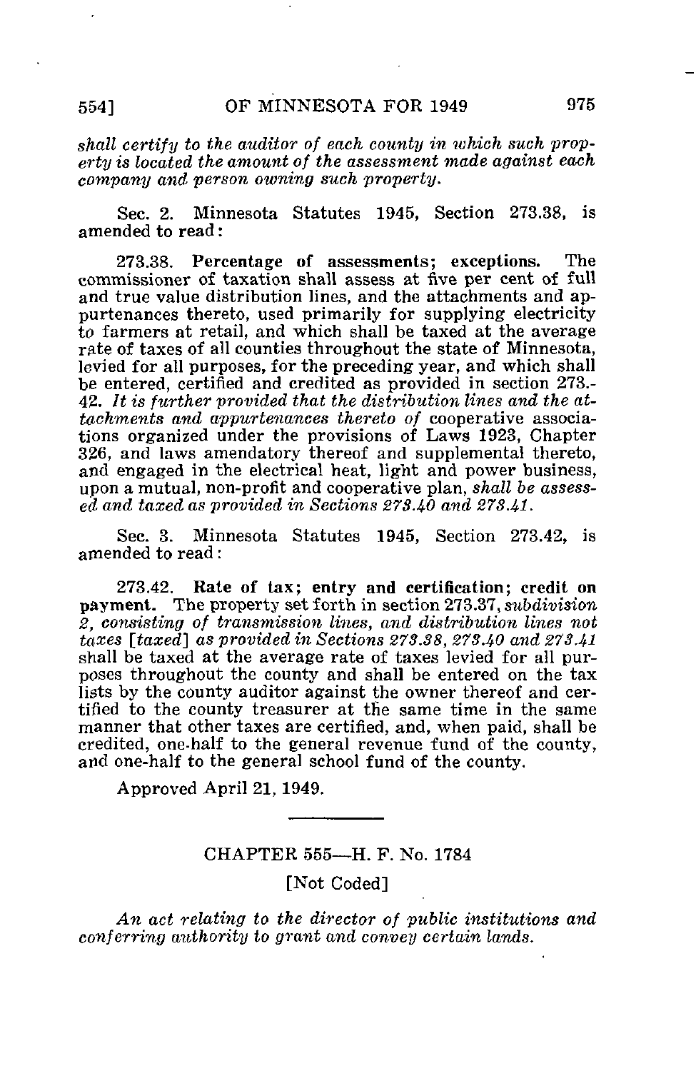*shall certify to the auditor of each county in which such property is located the amount of the assessment made against each company and person owning such property.*

Sec. 2. Minnesota Statutes 1945, Section 273.38, is amended to read:

273.38. **Percentage of assessments; exceptions.** The commissioner of taxation shall assess at five per cent of full and true value distribution lines, and the attachments and appurtenances thereto, used primarily for supplying electricity to farmers at retail, and which shall be taxed at the average rate of taxes of all counties throughout the state of Minnesota, levied for all purposes, for the preceding year, and which shall be entered, certified and credited as provided in section 273.42. *It is further provided that the distribution lines and the attachments and appurtenances thereto of* cooperative associations organized under the provisions of Laws 1923, Chapter 326, and laws amendatory thereof and supplemental thereto, and engaged in the electrical heat, light and power business, upon a mutual, non-profit and cooperative plan, *shall be assessed and taxed as provided in Sections 273.40 and 273.41.*

Sec. 3. Minnesota Statutes 1945, Section 273.42, is amended to read:

273.42. **Rate of tax; entry and certification; credit on payment.** The property set forth in section 273.37, *subdivision 2, consisting of transmission lines, and distribution lines not taxes [taxed] as provided in Sections 273.38, 273.40 and 273.41* shall be taxed at the average rate of taxes levied for all purposes throughout the county and shall be entered on the tax lists by the county auditor against the owner thereof and certified to the county treasurer at the same time in the same manner that other taxes are certified, and, when paid, shall be credited, one-half to the general revenue fund of the county, and one-half to the general school fund of the county.

Approved April 21, 1949.

---

## CHAPTER 555—H. F. No. 1784

[Not Coded]

*An act relating to the director of public institutions and conferring authority to grant and convey certain lands.*